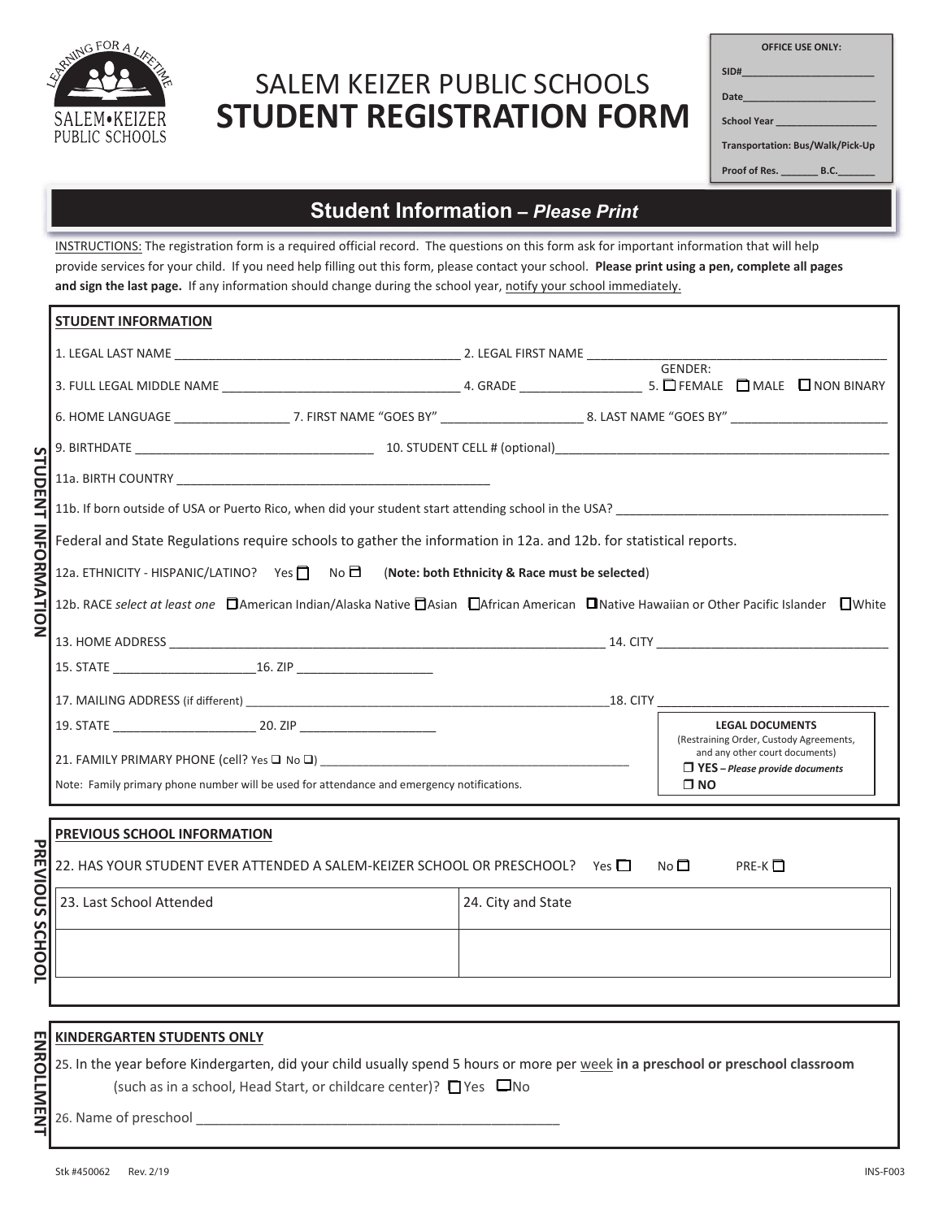# SALEM KEIZER PUBLIC SCHOOLS
# STUDENT REGISTRATION FORM

**OFFICE USE ONLY:**

SID#________________________

Date________________________

School Year ___________________

Transportation: Bus/Walk/Pick-Up

Proof of Res. _______ B.C._______

## Student Information – *Please Print*

INSTRUCTIONS: The registration form is a required official record. The questions on this form ask for important information that will help provide services for your child. If you need help filling out this form, please contact your school. **Please print using a pen, complete all pages and sign the last page.** If any information should change during the school year, notify your school immediately.

### STUDENT INFORMATION

1. LEGAL LAST NAME ________________________________________ 2. LEGAL FIRST NAME ________________________________________

3. FULL LEGAL MIDDLE NAME __________________________________ 4. GRADE _________________ 5. GENDER: ☐ FEMALE ☐ MALE ☐ NON BINARY

6. HOME LANGUAGE ________________ 7. FIRST NAME "GOES BY" ____________________ 8. LAST NAME "GOES BY" ______________________

9. BIRTHDATE ___________________________________ 10. STUDENT CELL # (optional)_________________________________________________

11a. BIRTH COUNTRY _______________________________________________

11b. If born outside of USA or Puerto Rico, when did your student start attending school in the USA? _______________________________________

Federal and State Regulations require schools to gather the information in 12a. and 12b. for statistical reports.

12a. ETHNICITY - HISPANIC/LATINO? Yes ☐ No ☐ (**Note: both Ethnicity & Race must be selected**)

12b. RACE *select at least one* ☐American Indian/Alaska Native ☐Asian ☐African American ☐Native Hawaiian or Other Pacific Islander ☐White

13. HOME ADDRESS _________________________________________________________________ 14. CITY __________________________________

15. STATE ____________________16. ZIP ___________________

17. MAILING ADDRESS (if different) ______________________________________________________18. CITY __________________________________

19. STATE ____________________ 20. ZIP ___________________

21. FAMILY PRIMARY PHONE (cell? Yes ☐ No ☐) _______________________________________________

Note: Family primary phone number will be used for attendance and emergency notifications.

**LEGAL DOCUMENTS**
(Restraining Order, Custody Agreements, and any other court documents)
☐ **YES** – ***Please provide documents***
☐ **NO**

### PREVIOUS SCHOOL INFORMATION

22. HAS YOUR STUDENT EVER ATTENDED A SALEM-KEIZER SCHOOL OR PRESCHOOL? Yes ☐ No ☐ PRE-K ☐

| 23. Last School Attended | 24. City and State |
|---|---|
| | |

### KINDERGARTEN STUDENTS ONLY

25. In the year before Kindergarten, did your child usually spend 5 hours or more per week **in a preschool or preschool classroom** (such as in a school, Head Start, or childcare center)? ☐ Yes ☐No

26. Name of preschool _________________________________________________

Stk #450062 Rev. 2/19 INS-F003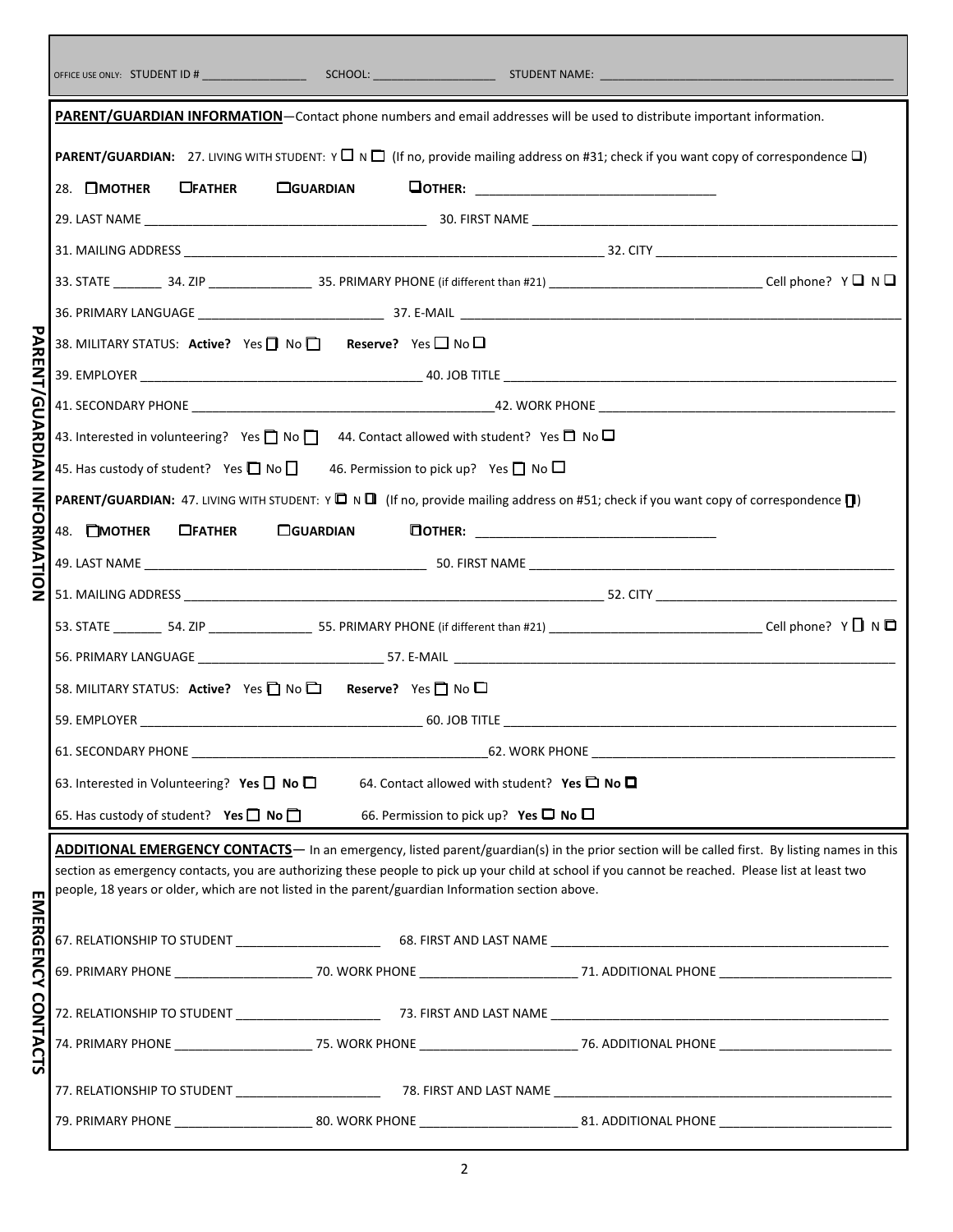OFFICE USE ONLY: STUDENT ID # ________________ SCHOOL: ___________________ STUDENT NAME: ______________________________________________

## PARENT/GUARDIAN INFORMATION

**PARENT/GUARDIAN INFORMATION**—Contact phone numbers and email addresses will be used to distribute important information.

**PARENT/GUARDIAN:** 27. LIVING WITH STUDENT: Y ☐ N ☐ (If no, provide mailing address on #31; check if you want copy of correspondence ☐)

28. ☐**MOTHER** ☐**FATHER** ☐**GUARDIAN** ☐**OTHER:** ________________________________

29. LAST NAME ________________________________________ 30. FIRST NAME ______________________________________________________

31. MAILING ADDRESS ______________________________________________________________ 32. CITY __________________________________

33. STATE _______ 34. ZIP ______________ 35. PRIMARY PHONE (if different than #21) ______________________________ Cell phone? Y ☐ N ☐

36. PRIMARY LANGUAGE __________________________ 37. E-MAIL _______________________________________________________________

38. MILITARY STATUS: **Active?** Yes ☐ No ☐ **Reserve?** Yes ☐ No ☐

39. EMPLOYER ________________________________________ 40. JOB TITLE _______________________________________________________

41. SECONDARY PHONE __________________________________________42. WORK PHONE __________________________________________

43. Interested in volunteering? Yes ☐ No ☐ 44. Contact allowed with student? Yes ☐ No ☐

45. Has custody of student? Yes ☐ No ☐ 46. Permission to pick up? Yes ☐ No ☐

**PARENT/GUARDIAN:** 47. LIVING WITH STUDENT: Y ☐ N ☐ (If no, provide mailing address on #51; check if you want copy of correspondence ☐)

48. ☐**MOTHER** ☐**FATHER** ☐**GUARDIAN** ☐**OTHER:** ________________________________

49. LAST NAME ________________________________________ 50. FIRST NAME ______________________________________________________

51. MAILING ADDRESS ______________________________________________________________ 52. CITY __________________________________

53. STATE _______ 54. ZIP ______________ 55. PRIMARY PHONE (if different than #21) ______________________________ Cell phone? Y ☐ N ☐

56. PRIMARY LANGUAGE __________________________ 57. E-MAIL _______________________________________________________________

58. MILITARY STATUS: **Active?** Yes ☐ No ☐ **Reserve?** Yes ☐ No ☐

59. EMPLOYER ________________________________________ 60. JOB TITLE _______________________________________________________

61. SECONDARY PHONE __________________________________________62. WORK PHONE __________________________________________

63. Interested in Volunteering? **Yes** ☐ **No** ☐ 64. Contact allowed with student? **Yes** ☐ **No** ☐

65. Has custody of student? **Yes** ☐ **No** ☐ 66. Permission to pick up? **Yes** ☐ **No** ☐

## EMERGENCY CONTACTS

**ADDITIONAL EMERGENCY CONTACTS**— In an emergency, listed parent/guardian(s) in the prior section will be called first. By listing names in this section as emergency contacts, you are authorizing these people to pick up your child at school if you cannot be reached. Please list at least two people, 18 years or older, which are not listed in the parent/guardian Information section above.

67. RELATIONSHIP TO STUDENT ____________________ 68. FIRST AND LAST NAME ________________________________________________

69. PRIMARY PHONE ___________________ 70. WORK PHONE _____________________ 71. ADDITIONAL PHONE ________________________

72. RELATIONSHIP TO STUDENT ____________________ 73. FIRST AND LAST NAME ________________________________________________

74. PRIMARY PHONE ___________________ 75. WORK PHONE _____________________ 76. ADDITIONAL PHONE ________________________

77. RELATIONSHIP TO STUDENT ____________________ 78. FIRST AND LAST NAME ________________________________________________

79. PRIMARY PHONE ___________________ 80. WORK PHONE _____________________ 81. ADDITIONAL PHONE ________________________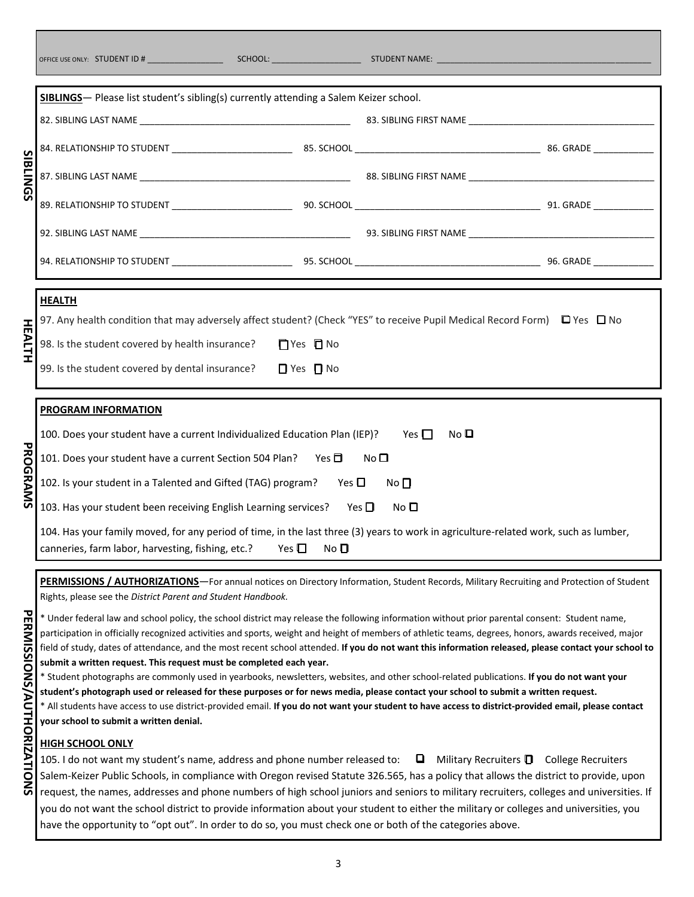OFFICE USE ONLY: STUDENT ID # ________________ SCHOOL: ___________________ STUDENT NAME: ______________________________________________

## SIBLINGS

**SIBLINGS**— Please list student's sibling(s) currently attending a Salem Keizer school.

82. SIBLING LAST NAME ________________________________________ 83. SIBLING FIRST NAME ____________________________________

84. RELATIONSHIP TO STUDENT ________________________ 85. SCHOOL ____________________________________ 86. GRADE ____________

87. SIBLING LAST NAME ________________________________________ 88. SIBLING FIRST NAME ____________________________________

89. RELATIONSHIP TO STUDENT ________________________ 90. SCHOOL ____________________________________ 91. GRADE ____________

92. SIBLING LAST NAME ________________________________________ 93. SIBLING FIRST NAME ____________________________________

94. RELATIONSHIP TO STUDENT ________________________ 95. SCHOOL ____________________________________ 96. GRADE ____________

## HEALTH

**HEALTH**

97. Any health condition that may adversely affect student? (Check "YES" to receive Pupil Medical Record Form) ☐ Yes ☐ No

98. Is the student covered by health insurance? ☐ Yes ☐ No

99. Is the student covered by dental insurance? ☐ Yes ☐ No

## PROGRAMS

**PROGRAM INFORMATION**

100. Does your student have a current Individualized Education Plan (IEP)? Yes ☐ No ☐

101. Does your student have a current Section 504 Plan? Yes ☐ No ☐

102. Is your student in a Talented and Gifted (TAG) program? Yes ☐ No ☐

103. Has your student been receiving English Learning services? Yes ☐ No ☐

104. Has your family moved, for any period of time, in the last three (3) years to work in agriculture-related work, such as lumber, canneries, farm labor, harvesting, fishing, etc.? Yes ☐ No ☐

## PERMISSIONS/AUTHORIZATIONS

**PERMISSIONS / AUTHORIZATIONS**—For annual notices on Directory Information, Student Records, Military Recruiting and Protection of Student Rights, please see the *District Parent and Student Handbook.*

* Under federal law and school policy, the school district may release the following information without prior parental consent: Student name, participation in officially recognized activities and sports, weight and height of members of athletic teams, degrees, honors, awards received, major field of study, dates of attendance, and the most recent school attended. **If you do not want this information released, please contact your school to submit a written request. This request must be completed each year.**

* Student photographs are commonly used in yearbooks, newsletters, websites, and other school-related publications. **If you do not want your student's photograph used or released for these purposes or for news media, please contact your school to submit a written request.**

* All students have access to use district-provided email. **If you do not want your student to have access to district-provided email, please contact your school to submit a written denial.**

**HIGH SCHOOL ONLY**

105. I do not want my student's name, address and phone number released to: ☐ Military Recruiters ☐ College Recruiters

Salem-Keizer Public Schools, in compliance with Oregon revised Statute 326.565, has a policy that allows the district to provide, upon request, the names, addresses and phone numbers of high school juniors and seniors to military recruiters, colleges and universities. If you do not want the school district to provide information about your student to either the military or colleges and universities, you have the opportunity to "opt out". In order to do so, you must check one or both of the categories above.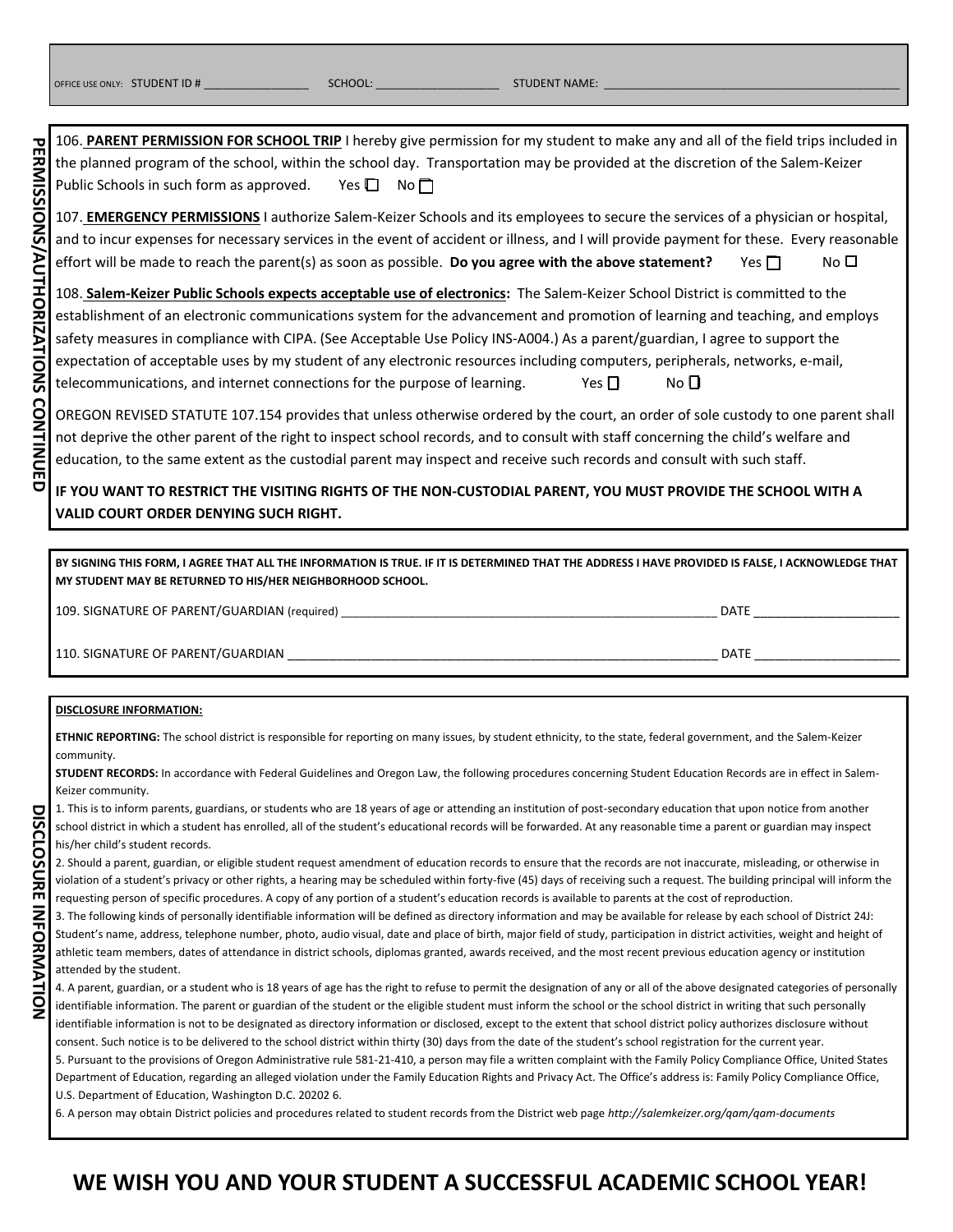OFFICE USE ONLY: STUDENT ID # ________________ SCHOOL: __________________ STUDENT NAME: ____________________________________________

**PERMISSIONS/AUTHORIZATIONS CONTINUED**

106. **PARENT PERMISSION FOR SCHOOL TRIP** I hereby give permission for my student to make any and all of the field trips included in the planned program of the school, within the school day. Transportation may be provided at the discretion of the Salem-Keizer Public Schools in such form as approved. Yes ☐ No ☐

107. **EMERGENCY PERMISSIONS** I authorize Salem-Keizer Schools and its employees to secure the services of a physician or hospital, and to incur expenses for necessary services in the event of accident or illness, and I will provide payment for these. Every reasonable effort will be made to reach the parent(s) as soon as possible. **Do you agree with the above statement?** Yes ☐ No ☐

108. **Salem-Keizer Public Schools expects acceptable use of electronics:** The Salem-Keizer School District is committed to the establishment of an electronic communications system for the advancement and promotion of learning and teaching, and employs safety measures in compliance with CIPA. (See Acceptable Use Policy INS-A004.) As a parent/guardian, I agree to support the expectation of acceptable uses by my student of any electronic resources including computers, peripherals, networks, e-mail, telecommunications, and internet connections for the purpose of learning. Yes ☐ No ☐

OREGON REVISED STATUTE 107.154 provides that unless otherwise ordered by the court, an order of sole custody to one parent shall not deprive the other parent of the right to inspect school records, and to consult with staff concerning the child's welfare and education, to the same extent as the custodial parent may inspect and receive such records and consult with such staff.

**IF YOU WANT TO RESTRICT THE VISITING RIGHTS OF THE NON-CUSTODIAL PARENT, YOU MUST PROVIDE THE SCHOOL WITH A VALID COURT ORDER DENYING SUCH RIGHT.**

**BY SIGNING THIS FORM, I AGREE THAT ALL THE INFORMATION IS TRUE. IF IT IS DETERMINED THAT THE ADDRESS I HAVE PROVIDED IS FALSE, I ACKNOWLEDGE THAT MY STUDENT MAY BE RETURNED TO HIS/HER NEIGHBORHOOD SCHOOL.**

109. SIGNATURE OF PARENT/GUARDIAN (required) ________________________________________________ DATE ____________________

110. SIGNATURE OF PARENT/GUARDIAN ______________________________________________________ DATE ____________________

**DISCLOSURE INFORMATION**

**DISCLOSURE INFORMATION:**

**ETHNIC REPORTING:** The school district is responsible for reporting on many issues, by student ethnicity, to the state, federal government, and the Salem-Keizer community.

**STUDENT RECORDS:** In accordance with Federal Guidelines and Oregon Law, the following procedures concerning Student Education Records are in effect in Salem-Keizer community.

1. This is to inform parents, guardians, or students who are 18 years of age or attending an institution of post-secondary education that upon notice from another school district in which a student has enrolled, all of the student's educational records will be forwarded. At any reasonable time a parent or guardian may inspect his/her child's student records.
2. Should a parent, guardian, or eligible student request amendment of education records to ensure that the records are not inaccurate, misleading, or otherwise in violation of a student's privacy or other rights, a hearing may be scheduled within forty-five (45) days of receiving such a request. The building principal will inform the requesting person of specific procedures. A copy of any portion of a student's education records is available to parents at the cost of reproduction.
3. The following kinds of personally identifiable information will be defined as directory information and may be available for release by each school of District 24J: Student's name, address, telephone number, photo, audio visual, date and place of birth, major field of study, participation in district activities, weight and height of athletic team members, dates of attendance in district schools, diplomas granted, awards received, and the most recent previous education agency or institution attended by the student.
4. A parent, guardian, or a student who is 18 years of age has the right to refuse to permit the designation of any or all of the above designated categories of personally identifiable information. The parent or guardian of the student or the eligible student must inform the school or the school district in writing that such personally identifiable information is not to be designated as directory information or disclosed, except to the extent that school district policy authorizes disclosure without consent. Such notice is to be delivered to the school district within thirty (30) days from the date of the student's school registration for the current year.
5. Pursuant to the provisions of Oregon Administrative rule 581-21-410, a person may file a written complaint with the Family Policy Compliance Office, United States Department of Education, regarding an alleged violation under the Family Education Rights and Privacy Act. The Office's address is: Family Policy Compliance Office, U.S. Department of Education, Washington D.C. 20202 6.
6. A person may obtain District policies and procedures related to student records from the District web page *http://salemkeizer.org/qam/qam-documents*

## WE WISH YOU AND YOUR STUDENT A SUCCESSFUL ACADEMIC SCHOOL YEAR!